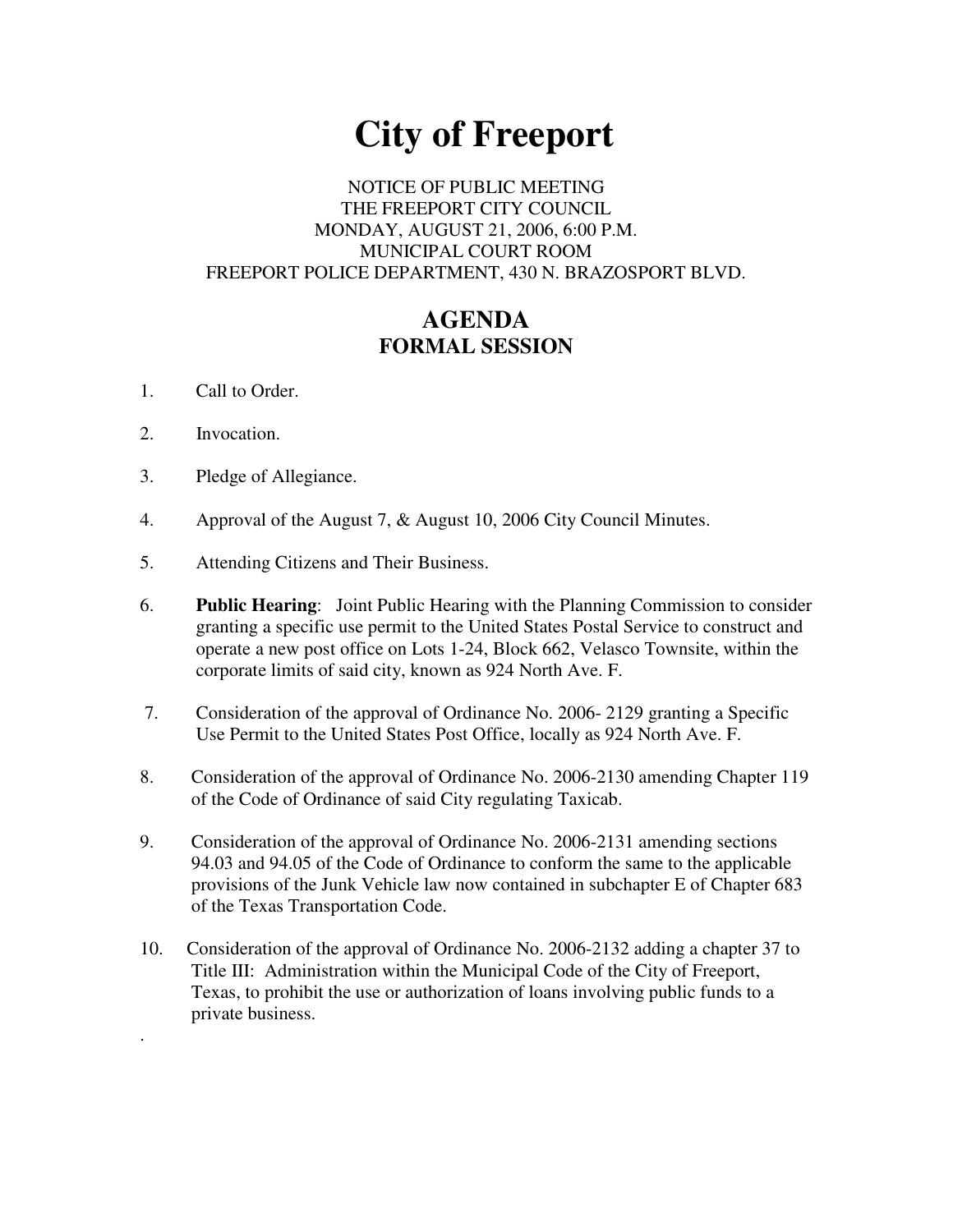# City of Freeport

NOTICE OF PUBLIC MEETING
THE FREEPORT CITY COUNCIL
MONDAY, AUGUST 21, 2006, 6:00 P.M.
MUNICIPAL COURT ROOM
FREEPORT POLICE DEPARTMENT, 430 N. BRAZOSPORT BLVD.

## AGENDA
### FORMAL SESSION

1. Call to Order.

2. Invocation.

3. Pledge of Allegiance.

4. Approval of the August 7, & August 10, 2006 City Council Minutes.

5. Attending Citizens and Their Business.

6. **Public Hearing**: Joint Public Hearing with the Planning Commission to consider granting a specific use permit to the United States Postal Service to construct and operate a new post office on Lots 1-24, Block 662, Velasco Townsite, within the corporate limits of said city, known as 924 North Ave. F.

7. Consideration of the approval of Ordinance No. 2006- 2129 granting a Specific Use Permit to the United States Post Office, locally as 924 North Ave. F.

8. Consideration of the approval of Ordinance No. 2006-2130 amending Chapter 119 of the Code of Ordinance of said City regulating Taxicab.

9. Consideration of the approval of Ordinance No. 2006-2131 amending sections 94.03 and 94.05 of the Code of Ordinance to conform the same to the applicable provisions of the Junk Vehicle law now contained in subchapter E of Chapter 683 of the Texas Transportation Code.

10. Consideration of the approval of Ordinance No. 2006-2132 adding a chapter 37 to Title III: Administration within the Municipal Code of the City of Freeport, Texas, to prohibit the use or authorization of loans involving public funds to a private business.

.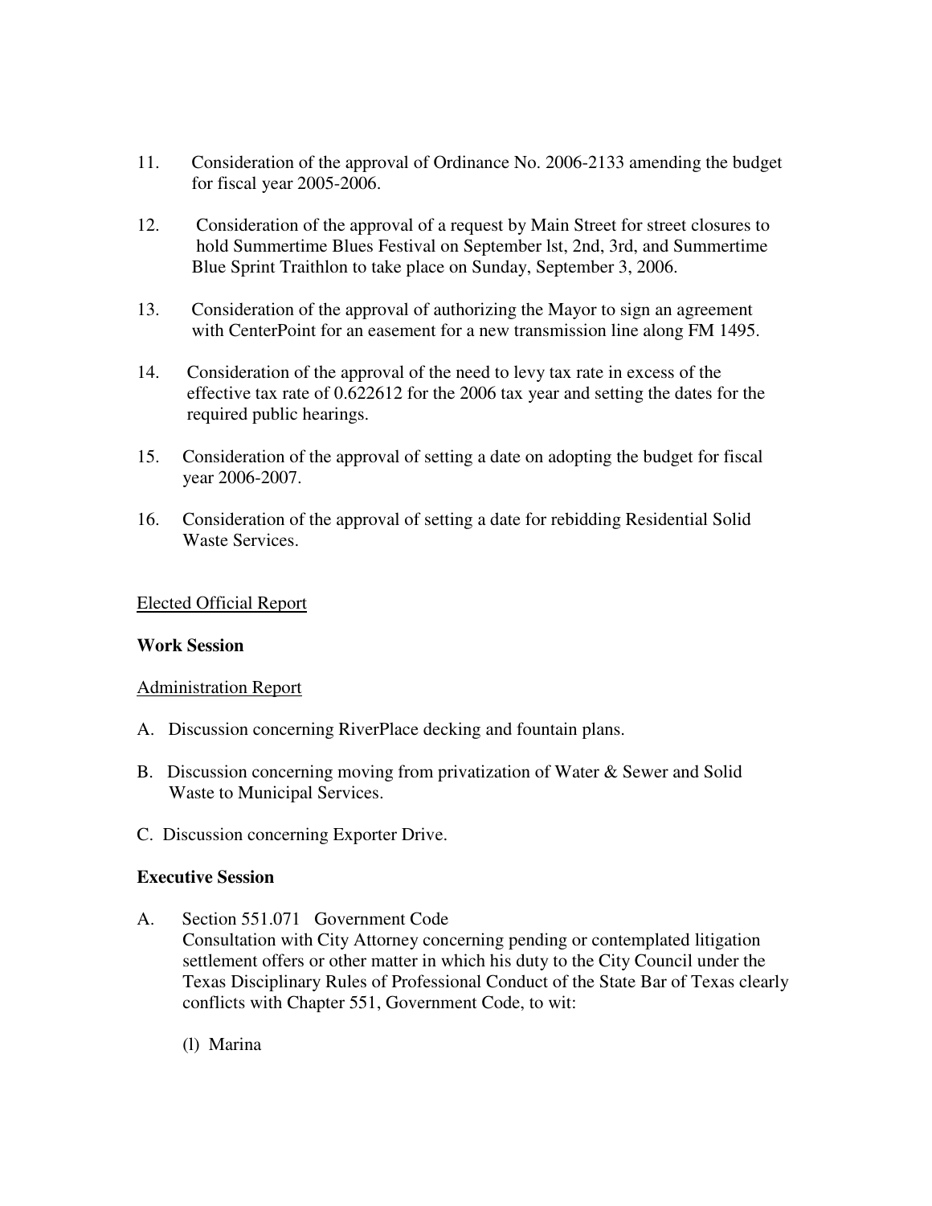11. Consideration of the approval of Ordinance No. 2006-2133 amending the budget for fiscal year 2005-2006.

12. Consideration of the approval of a request by Main Street for street closures to hold Summertime Blues Festival on September lst, 2nd, 3rd, and Summertime Blue Sprint Traithlon to take place on Sunday, September 3, 2006.

13. Consideration of the approval of authorizing the Mayor to sign an agreement with CenterPoint for an easement for a new transmission line along FM 1495.

14. Consideration of the approval of the need to levy tax rate in excess of the effective tax rate of 0.622612 for the 2006 tax year and setting the dates for the required public hearings.

15. Consideration of the approval of setting a date on adopting the budget for fiscal year 2006-2007.

16. Consideration of the approval of setting a date for rebidding Residential Solid Waste Services.

Elected Official Report

**Work Session**

Administration Report

A. Discussion concerning RiverPlace decking and fountain plans.

B. Discussion concerning moving from privatization of Water & Sewer and Solid Waste to Municipal Services.

C. Discussion concerning Exporter Drive.

**Executive Session**

A. Section 551.071 Government Code
Consultation with City Attorney concerning pending or contemplated litigation settlement offers or other matter in which his duty to the City Council under the Texas Disciplinary Rules of Professional Conduct of the State Bar of Texas clearly conflicts with Chapter 551, Government Code, to wit:

(l) Marina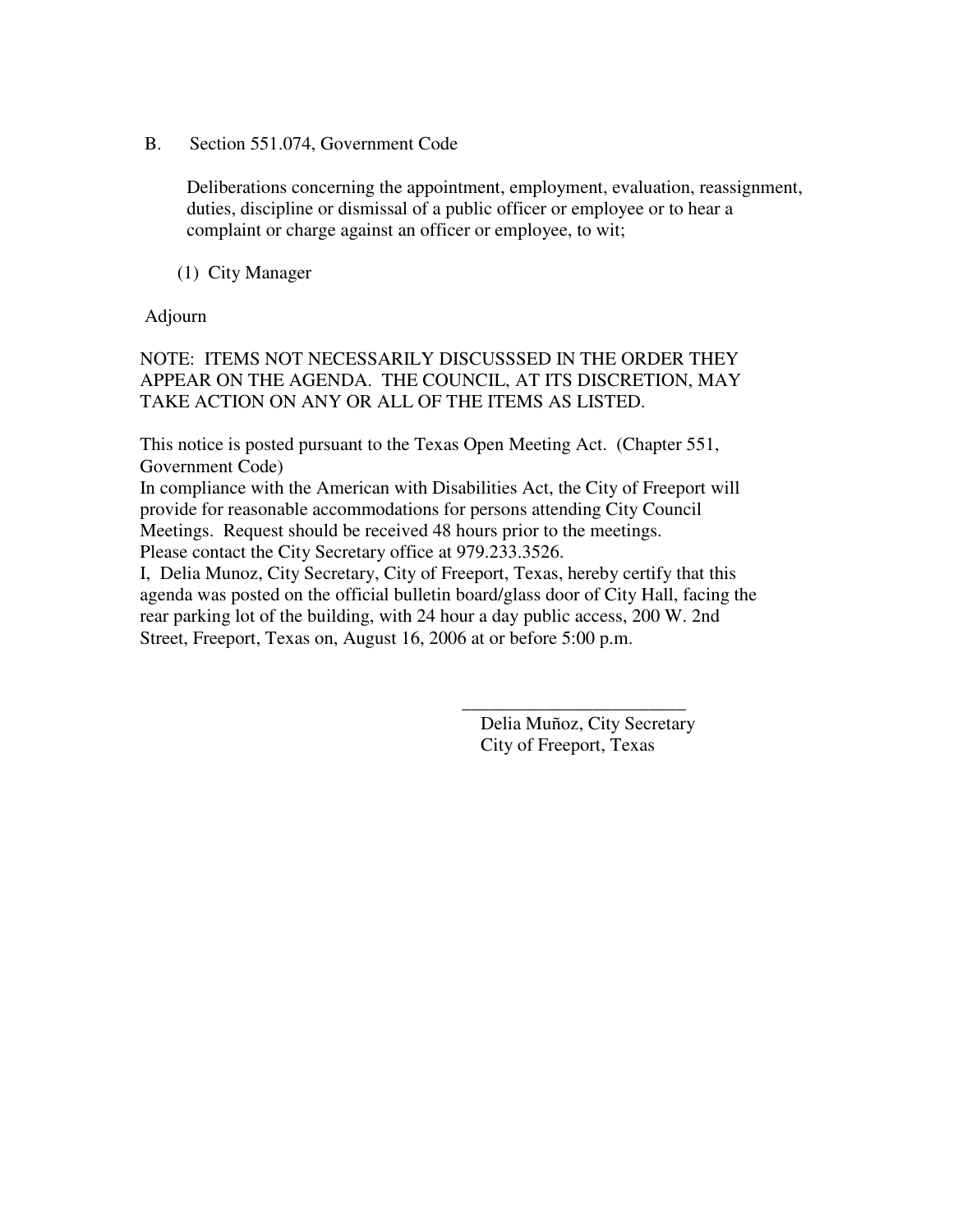B. Section 551.074, Government Code

Deliberations concerning the appointment, employment, evaluation, reassignment, duties, discipline or dismissal of a public officer or employee or to hear a complaint or charge against an officer or employee, to wit;

(1) City Manager

Adjourn

NOTE: ITEMS NOT NECESSARILY DISCUSSSED IN THE ORDER THEY APPEAR ON THE AGENDA. THE COUNCIL, AT ITS DISCRETION, MAY TAKE ACTION ON ANY OR ALL OF THE ITEMS AS LISTED.

This notice is posted pursuant to the Texas Open Meeting Act. (Chapter 551, Government Code)
In compliance with the American with Disabilities Act, the City of Freeport will provide for reasonable accommodations for persons attending City Council Meetings. Request should be received 48 hours prior to the meetings. Please contact the City Secretary office at 979.233.3526.
I, Delia Munoz, City Secretary, City of Freeport, Texas, hereby certify that this agenda was posted on the official bulletin board/glass door of City Hall, facing the rear parking lot of the building, with 24 hour a day public access, 200 W. 2nd Street, Freeport, Texas on, August 16, 2006 at or before 5:00 p.m.

_________________________
Delia Muñoz, City Secretary
City of Freeport, Texas